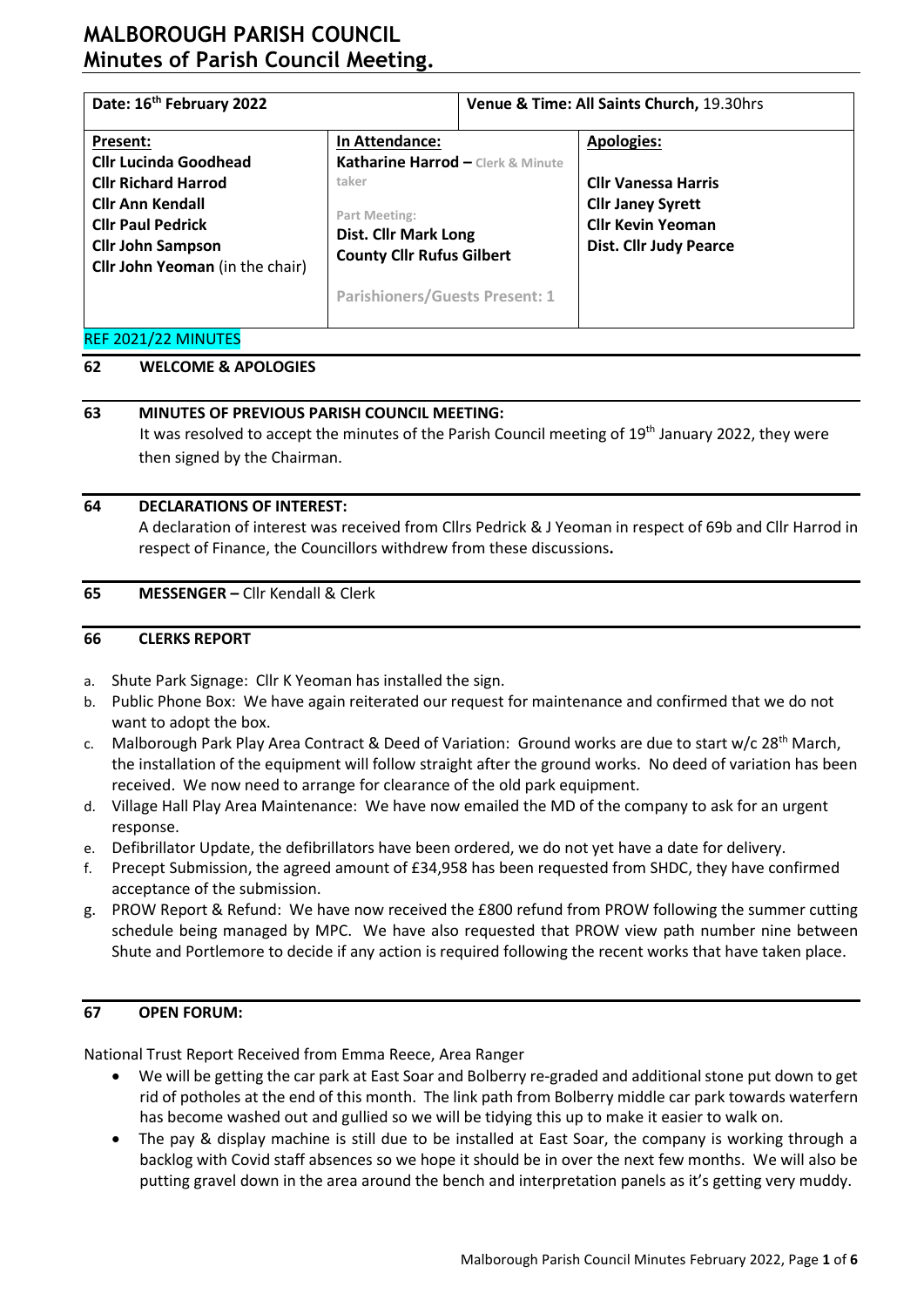# MALBOROUGH PARISH COUNCIL
## Minutes of Parish Council Meeting.

| Date: 16th February 2022 | | Venue & Time: All Saints Church, 19.30hrs |
|---|---|---|
| **Present:**<br>**Cllr Lucinda Goodhead**<br>**Cllr Richard Harrod**<br>**Cllr Ann Kendall**<br>**Cllr Paul Pedrick**<br>**Cllr John Sampson**<br>**Cllr John Yeoman** (in the chair) | **In Attendance:**<br>**Katharine Harrod –** Clerk & Minute taker<br><br>Part Meeting:<br>**Dist. Cllr Mark Long**<br>**County Cllr Rufus Gilbert**<br><br>Parishioners/Guests Present: 1 | **Apologies:**<br><br>**Cllr Vanessa Harris**<br>**Cllr Janey Syrett**<br>**Cllr Kevin Yeoman**<br>**Dist. Cllr Judy Pearce** |

REF 2021/22 MINUTES

### 62 WELCOME & APOLOGIES

### 63 MINUTES OF PREVIOUS PARISH COUNCIL MEETING:

It was resolved to accept the minutes of the Parish Council meeting of 19th January 2022, they were then signed by the Chairman.

### 64 DECLARATIONS OF INTEREST:

A declaration of interest was received from Cllrs Pedrick & J Yeoman in respect of 69b and Cllr Harrod in respect of Finance, the Councillors withdrew from these discussions**.**

### 65 MESSENGER – Cllr Kendall & Clerk

### 66 CLERKS REPORT

a. Shute Park Signage: Cllr K Yeoman has installed the sign.
b. Public Phone Box: We have again reiterated our request for maintenance and confirmed that we do not want to adopt the box.
c. Malborough Park Play Area Contract & Deed of Variation: Ground works are due to start w/c 28th March, the installation of the equipment will follow straight after the ground works. No deed of variation has been received. We now need to arrange for clearance of the old park equipment.
d. Village Hall Play Area Maintenance: We have now emailed the MD of the company to ask for an urgent response.
e. Defibrillator Update, the defibrillators have been ordered, we do not yet have a date for delivery.
f. Precept Submission, the agreed amount of £34,958 has been requested from SHDC, they have confirmed acceptance of the submission.
g. PROW Report & Refund: We have now received the £800 refund from PROW following the summer cutting schedule being managed by MPC. We have also requested that PROW view path number nine between Shute and Portlemore to decide if any action is required following the recent works that have taken place.

### 67 OPEN FORUM:

National Trust Report Received from Emma Reece, Area Ranger

- We will be getting the car park at East Soar and Bolberry re-graded and additional stone put down to get rid of potholes at the end of this month. The link path from Bolberry middle car park towards waterfern has become washed out and gullied so we will be tidying this up to make it easier to walk on.
- The pay & display machine is still due to be installed at East Soar, the company is working through a backlog with Covid staff absences so we hope it should be in over the next few months. We will also be putting gravel down in the area around the bench and interpretation panels as it's getting very muddy.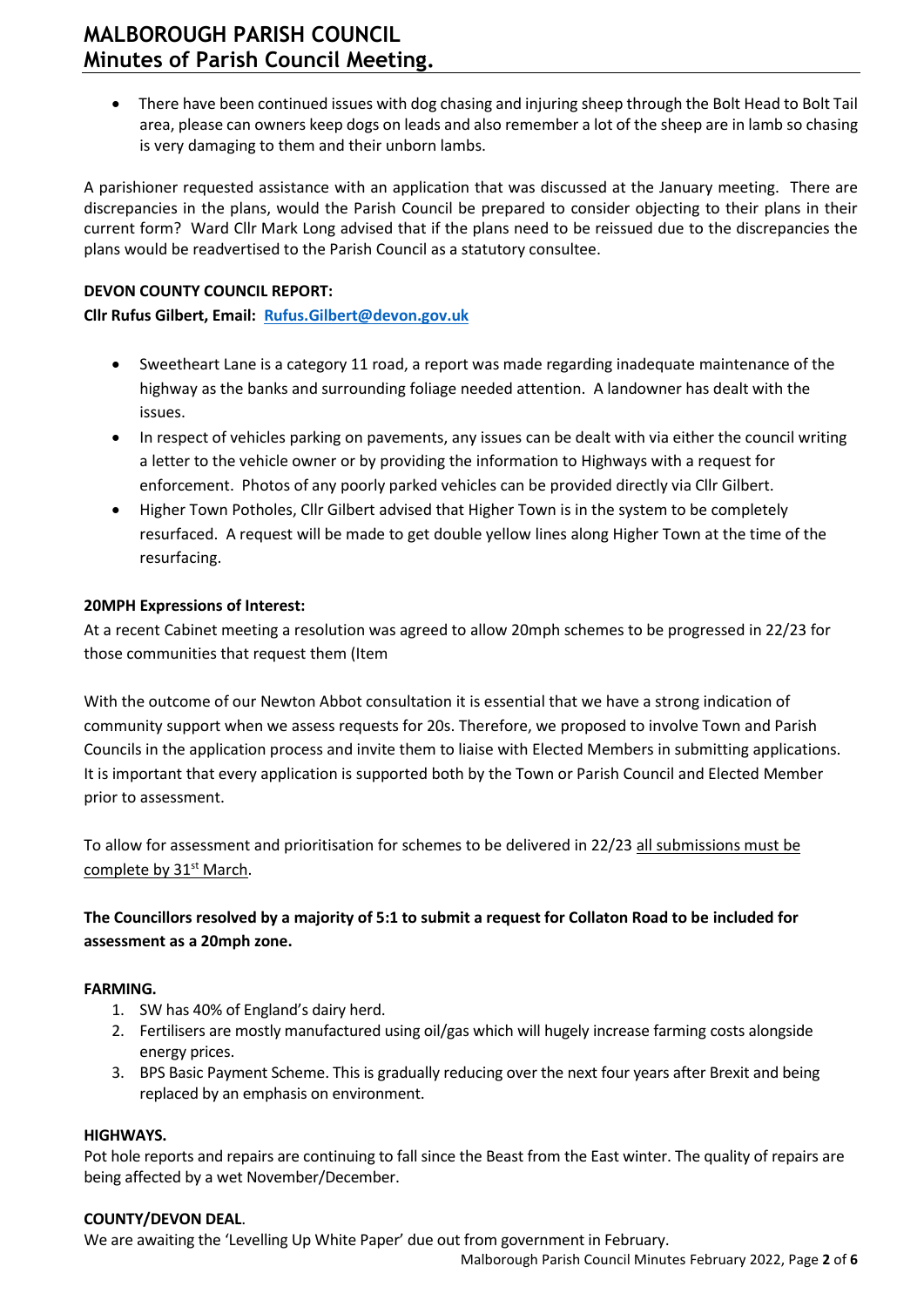- There have been continued issues with dog chasing and injuring sheep through the Bolt Head to Bolt Tail area, please can owners keep dogs on leads and also remember a lot of the sheep are in lamb so chasing is very damaging to them and their unborn lambs.

A parishioner requested assistance with an application that was discussed at the January meeting. There are discrepancies in the plans, would the Parish Council be prepared to consider objecting to their plans in their current form? Ward Cllr Mark Long advised that if the plans need to be reissued due to the discrepancies the plans would be readvertised to the Parish Council as a statutory consultee.

**DEVON COUNTY COUNCIL REPORT:**

**Cllr Rufus Gilbert, Email: Rufus.Gilbert@devon.gov.uk**

- Sweetheart Lane is a category 11 road, a report was made regarding inadequate maintenance of the highway as the banks and surrounding foliage needed attention. A landowner has dealt with the issues.
- In respect of vehicles parking on pavements, any issues can be dealt with via either the council writing a letter to the vehicle owner or by providing the information to Highways with a request for enforcement. Photos of any poorly parked vehicles can be provided directly via Cllr Gilbert.
- Higher Town Potholes, Cllr Gilbert advised that Higher Town is in the system to be completely resurfaced. A request will be made to get double yellow lines along Higher Town at the time of the resurfacing.

**20MPH Expressions of Interest:**

At a recent Cabinet meeting a resolution was agreed to allow 20mph schemes to be progressed in 22/23 for those communities that request them (Item

With the outcome of our Newton Abbot consultation it is essential that we have a strong indication of community support when we assess requests for 20s. Therefore, we proposed to involve Town and Parish Councils in the application process and invite them to liaise with Elected Members in submitting applications. It is important that every application is supported both by the Town or Parish Council and Elected Member prior to assessment.

To allow for assessment and prioritisation for schemes to be delivered in 22/23 all submissions must be complete by 31st March.

**The Councillors resolved by a majority of 5:1 to submit a request for Collaton Road to be included for assessment as a 20mph zone.**

**FARMING.**

1. SW has 40% of England's dairy herd.
2. Fertilisers are mostly manufactured using oil/gas which will hugely increase farming costs alongside energy prices.
3. BPS Basic Payment Scheme. This is gradually reducing over the next four years after Brexit and being replaced by an emphasis on environment.

**HIGHWAYS.**

Pot hole reports and repairs are continuing to fall since the Beast from the East winter. The quality of repairs are being affected by a wet November/December.

**COUNTY/DEVON DEAL**.

We are awaiting the 'Levelling Up White Paper' due out from government in February.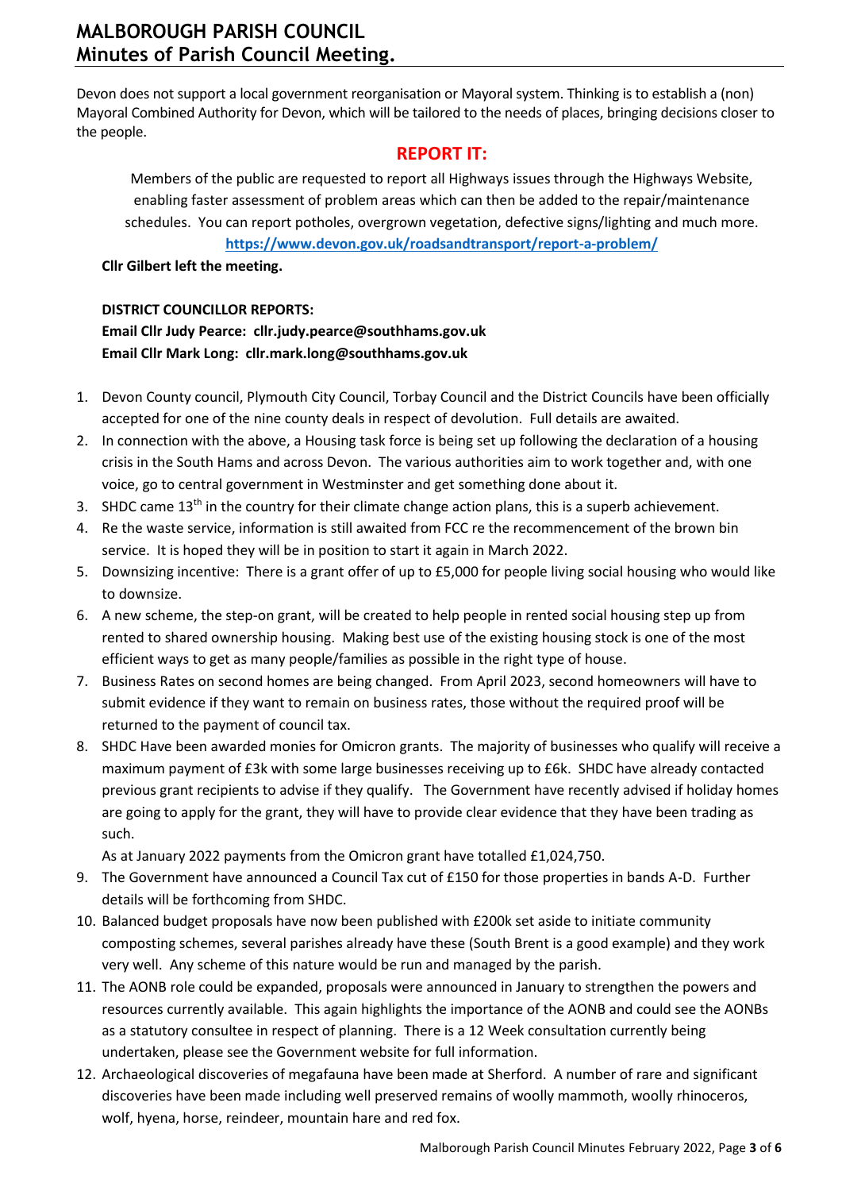Devon does not support a local government reorganisation or Mayoral system. Thinking is to establish a (non) Mayoral Combined Authority for Devon, which will be tailored to the needs of places, bringing decisions closer to the people.

## REPORT IT:

Members of the public are requested to report all Highways issues through the Highways Website, enabling faster assessment of problem areas which can then be added to the repair/maintenance schedules. You can report potholes, overgrown vegetation, defective signs/lighting and much more.

**https://www.devon.gov.uk/roadsandtransport/report-a-problem/**

**Cllr Gilbert left the meeting.**

**DISTRICT COUNCILLOR REPORTS:**
**Email Cllr Judy Pearce: cllr.judy.pearce@southhams.gov.uk**
**Email Cllr Mark Long: cllr.mark.long@southhams.gov.uk**

1. Devon County council, Plymouth City Council, Torbay Council and the District Councils have been officially accepted for one of the nine county deals in respect of devolution. Full details are awaited.
2. In connection with the above, a Housing task force is being set up following the declaration of a housing crisis in the South Hams and across Devon. The various authorities aim to work together and, with one voice, go to central government in Westminster and get something done about it.
3. SHDC came 13th in the country for their climate change action plans, this is a superb achievement.
4. Re the waste service, information is still awaited from FCC re the recommencement of the brown bin service. It is hoped they will be in position to start it again in March 2022.
5. Downsizing incentive: There is a grant offer of up to £5,000 for people living social housing who would like to downsize.
6. A new scheme, the step-on grant, will be created to help people in rented social housing step up from rented to shared ownership housing. Making best use of the existing housing stock is one of the most efficient ways to get as many people/families as possible in the right type of house.
7. Business Rates on second homes are being changed. From April 2023, second homeowners will have to submit evidence if they want to remain on business rates, those without the required proof will be returned to the payment of council tax.
8. SHDC Have been awarded monies for Omicron grants. The majority of businesses who qualify will receive a maximum payment of £3k with some large businesses receiving up to £6k. SHDC have already contacted previous grant recipients to advise if they qualify. The Government have recently advised if holiday homes are going to apply for the grant, they will have to provide clear evidence that they have been trading as such.

   As at January 2022 payments from the Omicron grant have totalled £1,024,750.
9. The Government have announced a Council Tax cut of £150 for those properties in bands A-D. Further details will be forthcoming from SHDC.
10. Balanced budget proposals have now been published with £200k set aside to initiate community composting schemes, several parishes already have these (South Brent is a good example) and they work very well. Any scheme of this nature would be run and managed by the parish.
11. The AONB role could be expanded, proposals were announced in January to strengthen the powers and resources currently available. This again highlights the importance of the AONB and could see the AONBs as a statutory consultee in respect of planning. There is a 12 Week consultation currently being undertaken, please see the Government website for full information.
12. Archaeological discoveries of megafauna have been made at Sherford. A number of rare and significant discoveries have been made including well preserved remains of woolly mammoth, woolly rhinoceros, wolf, hyena, horse, reindeer, mountain hare and red fox.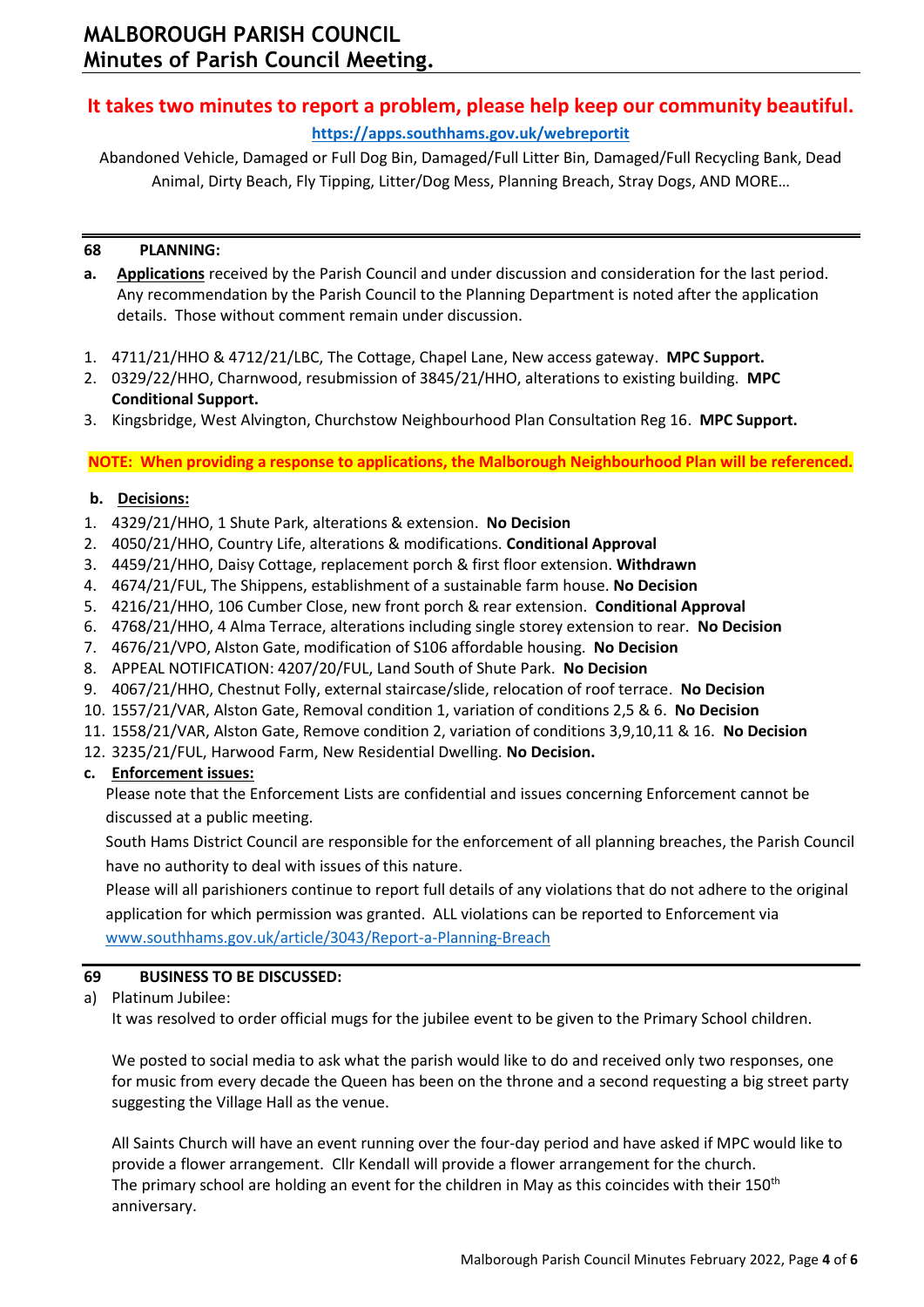**It takes two minutes to report a problem, please help keep our community beautiful.**

**https://apps.southhams.gov.uk/webreportit**

Abandoned Vehicle, Damaged or Full Dog Bin, Damaged/Full Litter Bin, Damaged/Full Recycling Bank, Dead Animal, Dirty Beach, Fly Tipping, Litter/Dog Mess, Planning Breach, Stray Dogs, AND MORE…

## 68 PLANNING:

**a.** **Applications** received by the Parish Council and under discussion and consideration for the last period. Any recommendation by the Parish Council to the Planning Department is noted after the application details. Those without comment remain under discussion.

1. 4711/21/HHO & 4712/21/LBC, The Cottage, Chapel Lane, New access gateway. **MPC Support.**
2. 0329/22/HHO, Charnwood, resubmission of 3845/21/HHO, alterations to existing building. **MPC Conditional Support.**
3. Kingsbridge, West Alvington, Churchstow Neighbourhood Plan Consultation Reg 16. **MPC Support.**

**NOTE: When providing a response to applications, the Malborough Neighbourhood Plan will be referenced.**

**b.** **Decisions:**

1. 4329/21/HHO, 1 Shute Park, alterations & extension. **No Decision**
2. 4050/21/HHO, Country Life, alterations & modifications. **Conditional Approval**
3. 4459/21/HHO, Daisy Cottage, replacement porch & first floor extension. **Withdrawn**
4. 4674/21/FUL, The Shippens, establishment of a sustainable farm house. **No Decision**
5. 4216/21/HHO, 106 Cumber Close, new front porch & rear extension. **Conditional Approval**
6. 4768/21/HHO, 4 Alma Terrace, alterations including single storey extension to rear. **No Decision**
7. 4676/21/VPO, Alston Gate, modification of S106 affordable housing. **No Decision**
8. APPEAL NOTIFICATION: 4207/20/FUL, Land South of Shute Park. **No Decision**
9. 4067/21/HHO, Chestnut Folly, external staircase/slide, relocation of roof terrace. **No Decision**
10. 1557/21/VAR, Alston Gate, Removal condition 1, variation of conditions 2,5 & 6. **No Decision**
11. 1558/21/VAR, Alston Gate, Remove condition 2, variation of conditions 3,9,10,11 & 16. **No Decision**
12. 3235/21/FUL, Harwood Farm, New Residential Dwelling. **No Decision.**

**c.** **Enforcement issues:**

Please note that the Enforcement Lists are confidential and issues concerning Enforcement cannot be discussed at a public meeting.

South Hams District Council are responsible for the enforcement of all planning breaches, the Parish Council have no authority to deal with issues of this nature.

Please will all parishioners continue to report full details of any violations that do not adhere to the original application for which permission was granted. ALL violations can be reported to Enforcement via www.southhams.gov.uk/article/3043/Report-a-Planning-Breach

## 69 BUSINESS TO BE DISCUSSED:

a) Platinum Jubilee:

It was resolved to order official mugs for the jubilee event to be given to the Primary School children.

We posted to social media to ask what the parish would like to do and received only two responses, one for music from every decade the Queen has been on the throne and a second requesting a big street party suggesting the Village Hall as the venue.

All Saints Church will have an event running over the four-day period and have asked if MPC would like to provide a flower arrangement. Cllr Kendall will provide a flower arrangement for the church.
The primary school are holding an event for the children in May as this coincides with their 150th anniversary.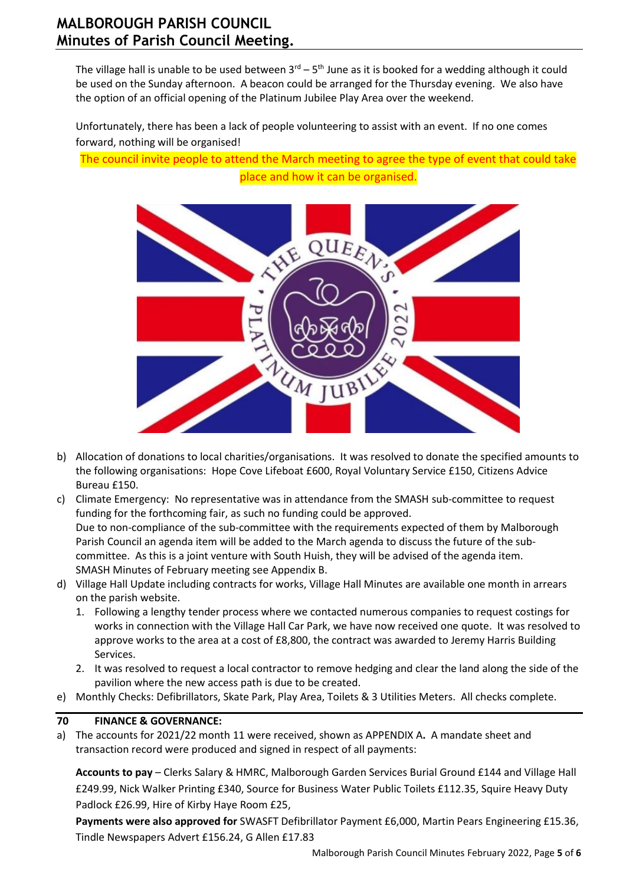The village hall is unable to be used between 3rd – 5th June as it is booked for a wedding although it could be used on the Sunday afternoon. A beacon could be arranged for the Thursday evening. We also have the option of an official opening of the Platinum Jubilee Play Area over the weekend.

Unfortunately, there has been a lack of people volunteering to assist with an event. If no one comes forward, nothing will be organised!

The council invite people to attend the March meeting to agree the type of event that could take place and how it can be organised.

b) Allocation of donations to local charities/organisations. It was resolved to donate the specified amounts to the following organisations: Hope Cove Lifeboat £600, Royal Voluntary Service £150, Citizens Advice Bureau £150.

c) Climate Emergency: No representative was in attendance from the SMASH sub-committee to request funding for the forthcoming fair, as such no funding could be approved.
Due to non-compliance of the sub-committee with the requirements expected of them by Malborough Parish Council an agenda item will be added to the March agenda to discuss the future of the sub-committee. As this is a joint venture with South Huish, they will be advised of the agenda item.
SMASH Minutes of February meeting see Appendix B.

d) Village Hall Update including contracts for works, Village Hall Minutes are available one month in arrears on the parish website.
   1. Following a lengthy tender process where we contacted numerous companies to request costings for works in connection with the Village Hall Car Park, we have now received one quote. It was resolved to approve works to the area at a cost of £8,800, the contract was awarded to Jeremy Harris Building Services.
   2. It was resolved to request a local contractor to remove hedging and clear the land along the side of the pavilion where the new access path is due to be created.

e) Monthly Checks: Defibrillators, Skate Park, Play Area, Toilets & 3 Utilities Meters. All checks complete.

## 70 FINANCE & GOVERNANCE:

a) The accounts for 2021/22 month 11 were received, shown as APPENDIX A**.** A mandate sheet and transaction record were produced and signed in respect of all payments:

**Accounts to pay** – Clerks Salary & HMRC, Malborough Garden Services Burial Ground £144 and Village Hall £249.99, Nick Walker Printing £340, Source for Business Water Public Toilets £112.35, Squire Heavy Duty Padlock £26.99, Hire of Kirby Haye Room £25,

**Payments were also approved for** SWASFT Defibrillator Payment £6,000, Martin Pears Engineering £15.36, Tindle Newspapers Advert £156.24, G Allen £17.83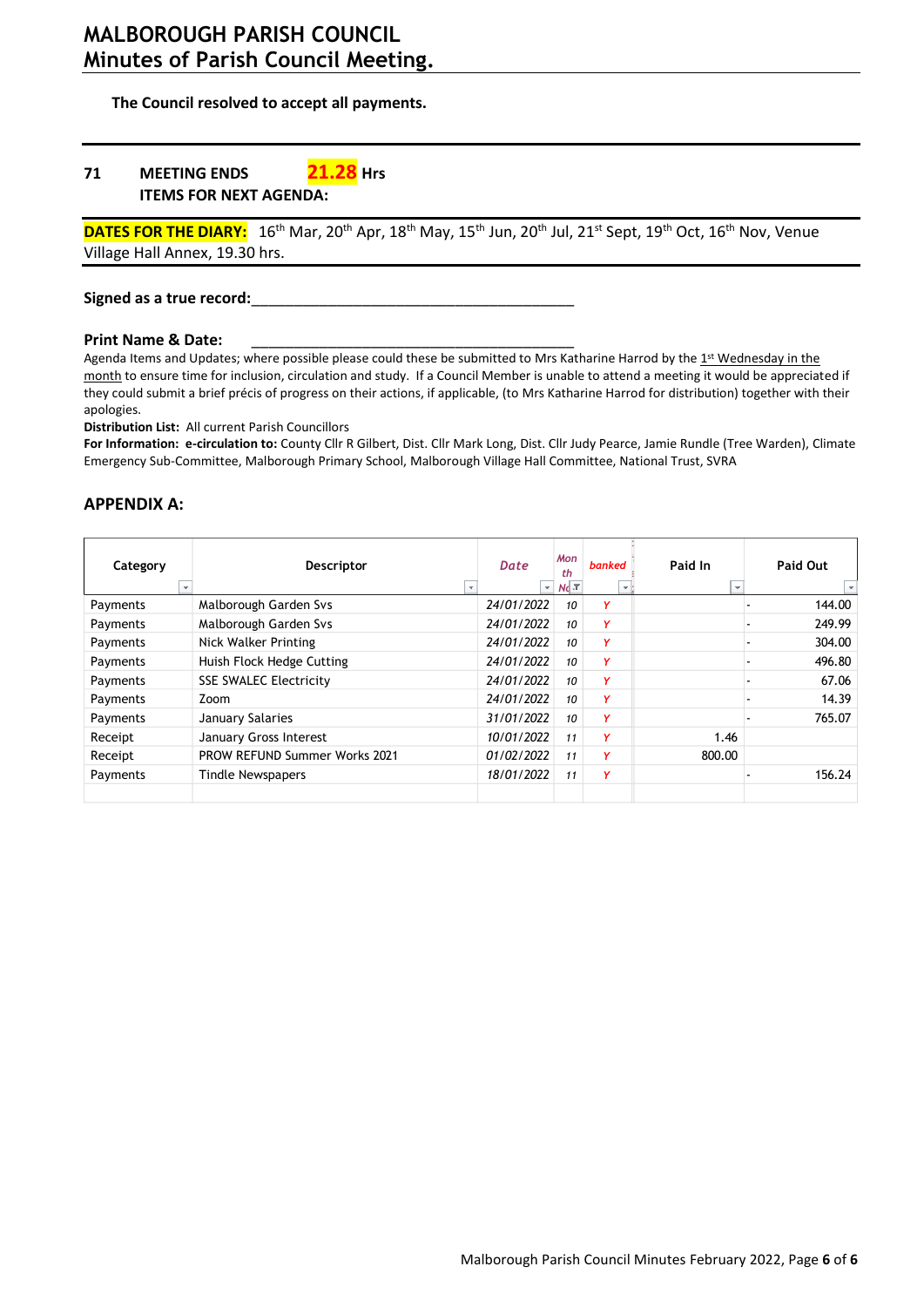**The Council resolved to accept all payments.**

**71 MEETING ENDS 21.28 Hrs**
**ITEMS FOR NEXT AGENDA:**

**DATES FOR THE DIARY:** 16th Mar, 20th Apr, 18th May, 15th Jun, 20th Jul, 21st Sept, 19th Oct, 16th Nov, Venue Village Hall Annex, 19.30 hrs.

**Signed as a true record:**\_\_\_\_\_\_\_\_\_\_\_\_\_\_\_\_\_\_\_\_\_\_\_\_\_\_\_\_\_\_\_\_\_\_\_\_\_\_\_\_

**Print Name & Date:** \_\_\_\_\_\_\_\_\_\_\_\_\_\_\_\_\_\_\_\_\_\_\_\_\_\_\_\_\_\_\_\_\_\_\_\_\_\_\_\_

Agenda Items and Updates; where possible please could these be submitted to Mrs Katharine Harrod by the 1st Wednesday in the month to ensure time for inclusion, circulation and study. If a Council Member is unable to attend a meeting it would be appreciated if they could submit a brief précis of progress on their actions, if applicable, (to Mrs Katharine Harrod for distribution) together with their apologies.

**Distribution List:** All current Parish Councillors

**For Information: e-circulation to:** County Cllr R Gilbert, Dist. Cllr Mark Long, Dist. Cllr Judy Pearce, Jamie Rundle (Tree Warden), Climate Emergency Sub-Committee, Malborough Primary School, Malborough Village Hall Committee, National Trust, SVRA

## APPENDIX A:

| Category | Descriptor | Date | Month No | banked | Paid In | Paid Out |
|---|---|---|---|---|---|---|
| Payments | Malborough Garden Svs | 24/01/2022 | 10 | Y | | - 144.00 |
| Payments | Malborough Garden Svs | 24/01/2022 | 10 | Y | | - 249.99 |
| Payments | Nick Walker Printing | 24/01/2022 | 10 | Y | | - 304.00 |
| Payments | Huish Flock Hedge Cutting | 24/01/2022 | 10 | Y | | - 496.80 |
| Payments | SSE SWALEC Electricity | 24/01/2022 | 10 | Y | | - 67.06 |
| Payments | Zoom | 24/01/2022 | 10 | Y | | - 14.39 |
| Payments | January Salaries | 31/01/2022 | 10 | Y | | - 765.07 |
| Receipt | January Gross Interest | 10/01/2022 | 11 | Y | 1.46 | |
| Receipt | PROW REFUND Summer Works 2021 | 01/02/2022 | 11 | Y | 800.00 | |
| Payments | Tindle Newspapers | 18/01/2022 | 11 | Y | | - 156.24 |
| | | | | | | |